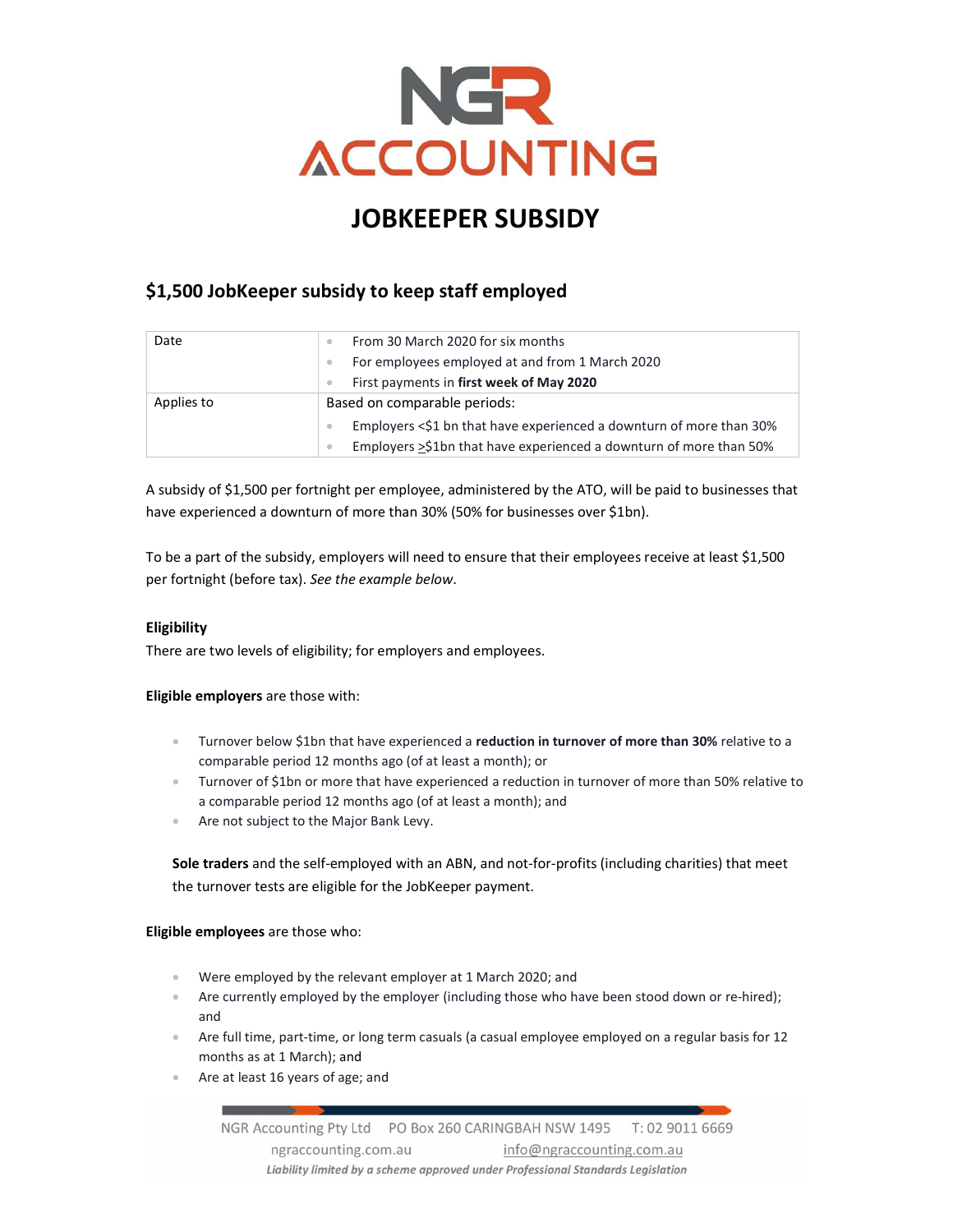# JOBKEEPER SUBSIDY

## $1,500 JobKeeper subsidy to keep staff employed

| | |
|---|---|
| Date | • From 30 March 2020 for six months<br>• For employees employed at and from 1 March 2020<br>• First payments in **first week of May 2020** |
| Applies to | Based on comparable periods:<br>• Employers <$1 bn that have experienced a downturn of more than 30%<br>• Employers >$1bn that have experienced a downturn of more than 50% |

A subsidy of $1,500 per fortnight per employee, administered by the ATO, will be paid to businesses that have experienced a downturn of more than 30% (50% for businesses over $1bn).

To be a part of the subsidy, employers will need to ensure that their employees receive at least $1,500 per fortnight (before tax). *See the example below*.

**Eligibility**

There are two levels of eligibility; for employers and employees.

**Eligible employers** are those with:

- Turnover below $1bn that have experienced a **reduction in turnover of more than 30%** relative to a comparable period 12 months ago (of at least a month); or
- Turnover of $1bn or more that have experienced a reduction in turnover of more than 50% relative to a comparable period 12 months ago (of at least a month); and
- Are not subject to the Major Bank Levy.

**Sole traders** and the self-employed with an ABN, and not-for-profits (including charities) that meet the turnover tests are eligible for the JobKeeper payment.

**Eligible employees** are those who:

- Were employed by the relevant employer at 1 March 2020; and
- Are currently employed by the employer (including those who have been stood down or re-hired); and
- Are full time, part-time, or long term casuals (a casual employee employed on a regular basis for 12 months as at 1 March); and
- Are at least 16 years of age; and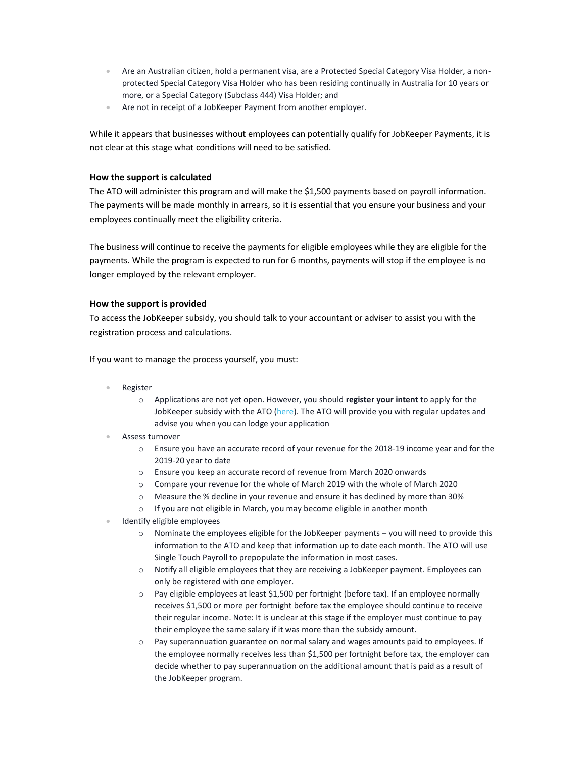- Are an Australian citizen, hold a permanent visa, are a Protected Special Category Visa Holder, a non-protected Special Category Visa Holder who has been residing continually in Australia for 10 years or more, or a Special Category (Subclass 444) Visa Holder; and
- Are not in receipt of a JobKeeper Payment from another employer.

While it appears that businesses without employees can potentially qualify for JobKeeper Payments, it is not clear at this stage what conditions will need to be satisfied.

**How the support is calculated**

The ATO will administer this program and will make the $1,500 payments based on payroll information. The payments will be made monthly in arrears, so it is essential that you ensure your business and your employees continually meet the eligibility criteria.

The business will continue to receive the payments for eligible employees while they are eligible for the payments. While the program is expected to run for 6 months, payments will stop if the employee is no longer employed by the relevant employer.

**How the support is provided**

To access the JobKeeper subsidy, you should talk to your accountant or adviser to assist you with the registration process and calculations.

If you want to manage the process yourself, you must:

- Register
  - Applications are not yet open. However, you should **register your intent** to apply for the JobKeeper subsidy with the ATO (here). The ATO will provide you with regular updates and advise you when you can lodge your application
- Assess turnover
  - Ensure you have an accurate record of your revenue for the 2018-19 income year and for the 2019-20 year to date
  - Ensure you keep an accurate record of revenue from March 2020 onwards
  - Compare your revenue for the whole of March 2019 with the whole of March 2020
  - Measure the % decline in your revenue and ensure it has declined by more than 30%
  - If you are not eligible in March, you may become eligible in another month
- Identify eligible employees
  - Nominate the employees eligible for the JobKeeper payments – you will need to provide this information to the ATO and keep that information up to date each month. The ATO will use Single Touch Payroll to prepopulate the information in most cases.
  - Notify all eligible employees that they are receiving a JobKeeper payment. Employees can only be registered with one employer.
  - Pay eligible employees at least $1,500 per fortnight (before tax). If an employee normally receives $1,500 or more per fortnight before tax the employee should continue to receive their regular income. Note: It is unclear at this stage if the employer must continue to pay their employee the same salary if it was more than the subsidy amount.
  - Pay superannuation guarantee on normal salary and wages amounts paid to employees. If the employee normally receives less than $1,500 per fortnight before tax, the employer can decide whether to pay superannuation on the additional amount that is paid as a result of the JobKeeper program.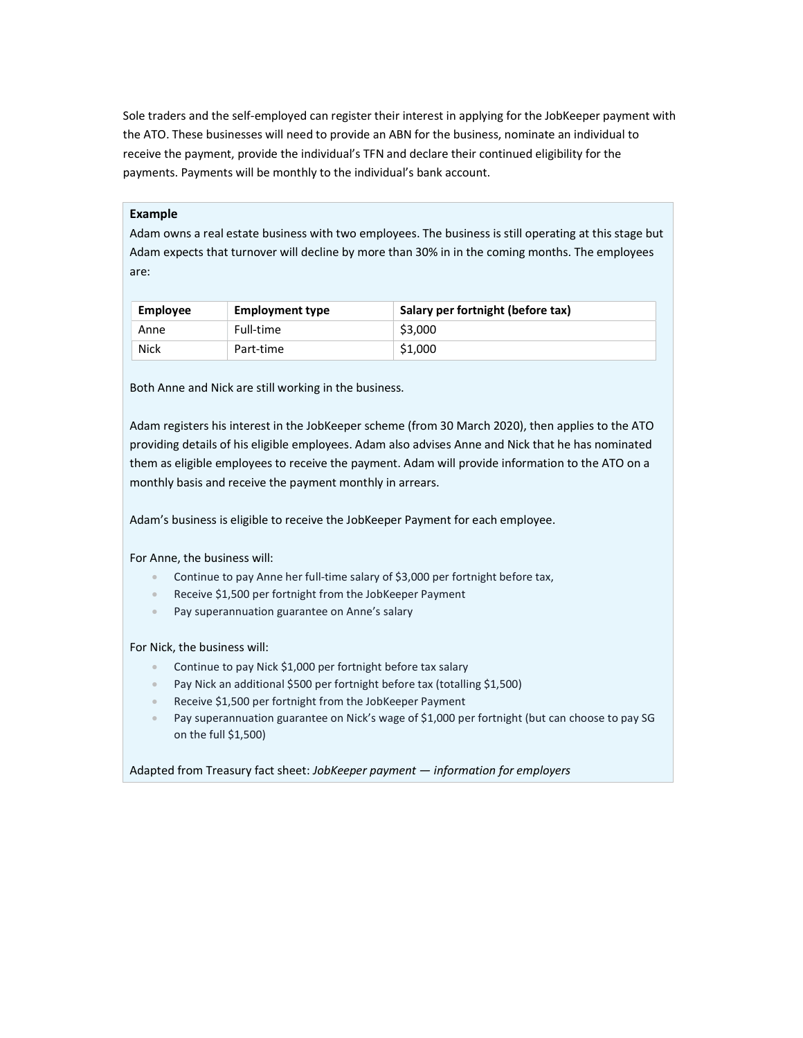Sole traders and the self-employed can register their interest in applying for the JobKeeper payment with the ATO. These businesses will need to provide an ABN for the business, nominate an individual to receive the payment, provide the individual's TFN and declare their continued eligibility for the payments. Payments will be monthly to the individual's bank account.

**Example**

Adam owns a real estate business with two employees. The business is still operating at this stage but Adam expects that turnover will decline by more than 30% in in the coming months. The employees are:

| Employee | Employment type | Salary per fortnight (before tax) |
| --- | --- | --- |
| Anne | Full-time | $3,000 |
| Nick | Part-time | $1,000 |

Both Anne and Nick are still working in the business.

Adam registers his interest in the JobKeeper scheme (from 30 March 2020), then applies to the ATO providing details of his eligible employees. Adam also advises Anne and Nick that he has nominated them as eligible employees to receive the payment. Adam will provide information to the ATO on a monthly basis and receive the payment monthly in arrears.

Adam's business is eligible to receive the JobKeeper Payment for each employee.

For Anne, the business will:

- Continue to pay Anne her full-time salary of $3,000 per fortnight before tax,
- Receive $1,500 per fortnight from the JobKeeper Payment
- Pay superannuation guarantee on Anne's salary

For Nick, the business will:

- Continue to pay Nick $1,000 per fortnight before tax salary
- Pay Nick an additional $500 per fortnight before tax (totalling $1,500)
- Receive $1,500 per fortnight from the JobKeeper Payment
- Pay superannuation guarantee on Nick's wage of $1,000 per fortnight (but can choose to pay SG on the full $1,500)

Adapted from Treasury fact sheet: *JobKeeper payment — information for employers*